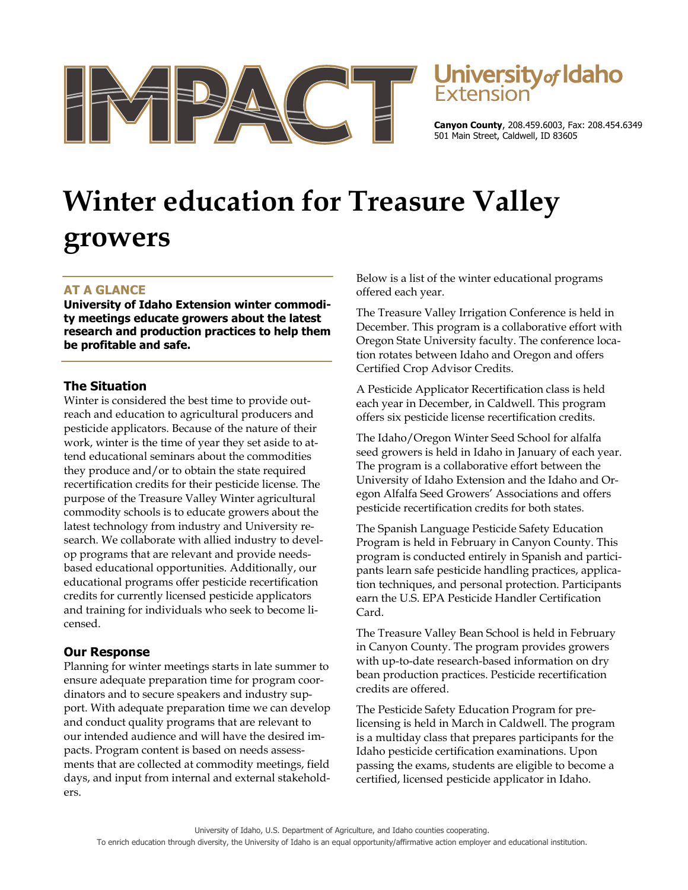IMPACT

University of Idaho Extension

**Canyon County**, 208.459.6003, Fax: 208.454.6349
501 Main Street, Caldwell, ID 83605

# Winter education for Treasure Valley growers

## AT A GLANCE

**University of Idaho Extension winter commodity meetings educate growers about the latest research and production practices to help them be profitable and safe.**

### The Situation

Winter is considered the best time to provide outreach and education to agricultural producers and pesticide applicators. Because of the nature of their work, winter is the time of year they set aside to attend educational seminars about the commodities they produce and/or to obtain the state required recertification credits for their pesticide license. The purpose of the Treasure Valley Winter agricultural commodity schools is to educate growers about the latest technology from industry and University research. We collaborate with allied industry to develop programs that are relevant and provide needs-based educational opportunities. Additionally, our educational programs offer pesticide recertification credits for currently licensed pesticide applicators and training for individuals who seek to become licensed.

### Our Response

Planning for winter meetings starts in late summer to ensure adequate preparation time for program coordinators and to secure speakers and industry support. With adequate preparation time we can develop and conduct quality programs that are relevant to our intended audience and will have the desired impacts. Program content is based on needs assessments that are collected at commodity meetings, field days, and input from internal and external stakeholders.

Below is a list of the winter educational programs offered each year.

The Treasure Valley Irrigation Conference is held in December. This program is a collaborative effort with Oregon State University faculty. The conference location rotates between Idaho and Oregon and offers Certified Crop Advisor Credits.

A Pesticide Applicator Recertification class is held each year in December, in Caldwell. This program offers six pesticide license recertification credits.

The Idaho/Oregon Winter Seed School for alfalfa seed growers is held in Idaho in January of each year. The program is a collaborative effort between the University of Idaho Extension and the Idaho and Oregon Alfalfa Seed Growers' Associations and offers pesticide recertification credits for both states.

The Spanish Language Pesticide Safety Education Program is held in February in Canyon County. This program is conducted entirely in Spanish and participants learn safe pesticide handling practices, application techniques, and personal protection. Participants earn the U.S. EPA Pesticide Handler Certification Card.

The Treasure Valley Bean School is held in February in Canyon County. The program provides growers with up-to-date research-based information on dry bean production practices. Pesticide recertification credits are offered.

The Pesticide Safety Education Program for pre-licensing is held in March in Caldwell. The program is a multiday class that prepares participants for the Idaho pesticide certification examinations. Upon passing the exams, students are eligible to become a certified, licensed pesticide applicator in Idaho.

University of Idaho, U.S. Department of Agriculture, and Idaho counties cooperating.
To enrich education through diversity, the University of Idaho is an equal opportunity/affirmative action employer and educational institution.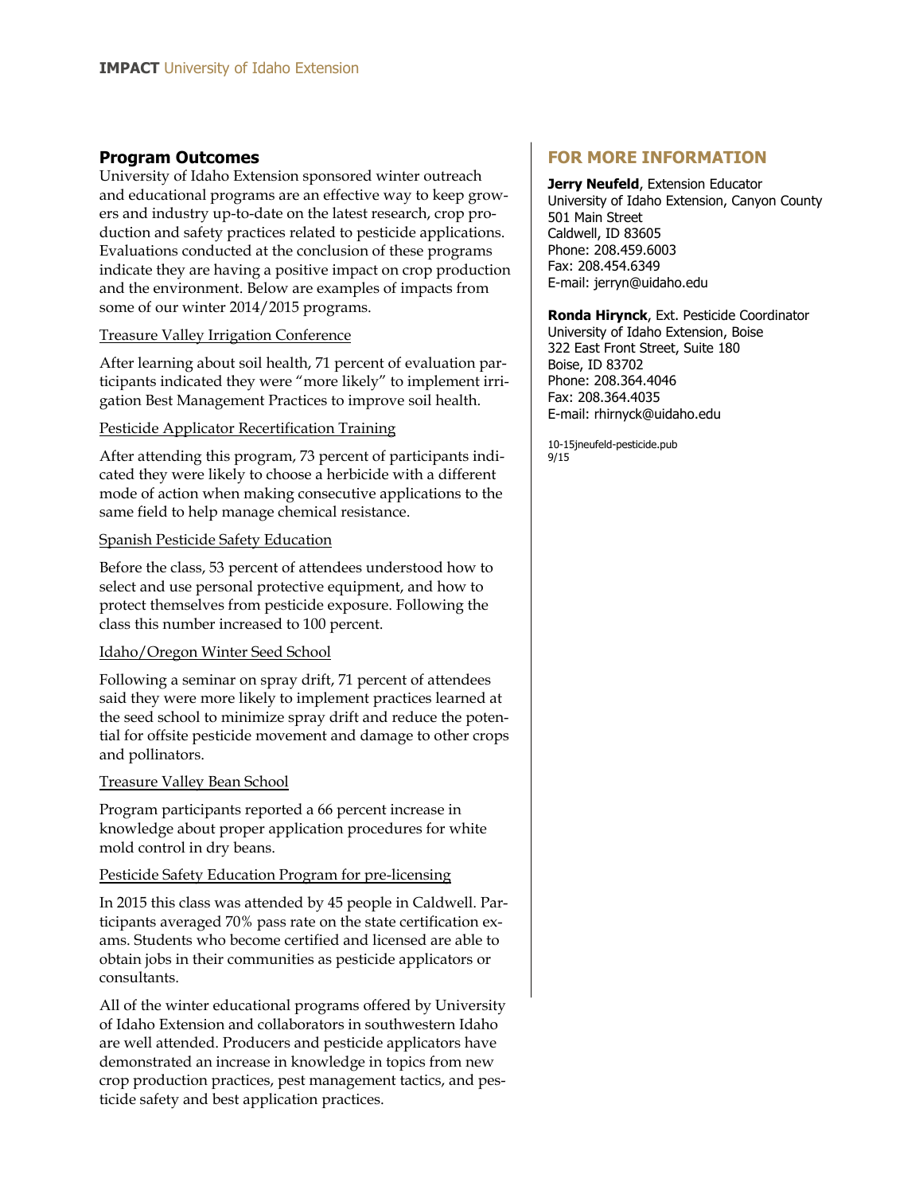## Program Outcomes

University of Idaho Extension sponsored winter outreach and educational programs are an effective way to keep growers and industry up-to-date on the latest research, crop production and safety practices related to pesticide applications. Evaluations conducted at the conclusion of these programs indicate they are having a positive impact on crop production and the environment. Below are examples of impacts from some of our winter 2014/2015 programs.

Treasure Valley Irrigation Conference

After learning about soil health, 71 percent of evaluation participants indicated they were "more likely" to implement irrigation Best Management Practices to improve soil health.

Pesticide Applicator Recertification Training

After attending this program, 73 percent of participants indicated they were likely to choose a herbicide with a different mode of action when making consecutive applications to the same field to help manage chemical resistance.

Spanish Pesticide Safety Education

Before the class, 53 percent of attendees understood how to select and use personal protective equipment, and how to protect themselves from pesticide exposure. Following the class this number increased to 100 percent.

Idaho/Oregon Winter Seed School

Following a seminar on spray drift, 71 percent of attendees said they were more likely to implement practices learned at the seed school to minimize spray drift and reduce the potential for offsite pesticide movement and damage to other crops and pollinators.

Treasure Valley Bean School

Program participants reported a 66 percent increase in knowledge about proper application procedures for white mold control in dry beans.

Pesticide Safety Education Program for pre-licensing

In 2015 this class was attended by 45 people in Caldwell. Participants averaged 70% pass rate on the state certification exams. Students who become certified and licensed are able to obtain jobs in their communities as pesticide applicators or consultants.

All of the winter educational programs offered by University of Idaho Extension and collaborators in southwestern Idaho are well attended. Producers and pesticide applicators have demonstrated an increase in knowledge in topics from new crop production practices, pest management tactics, and pesticide safety and best application practices.

## FOR MORE INFORMATION

**Jerry Neufeld**, Extension Educator
University of Idaho Extension, Canyon County
501 Main Street
Caldwell, ID 83605
Phone: 208.459.6003
Fax: 208.454.6349
E-mail: jerryn@uidaho.edu

**Ronda Hirynck**, Ext. Pesticide Coordinator
University of Idaho Extension, Boise
322 East Front Street, Suite 180
Boise, ID 83702
Phone: 208.364.4046
Fax: 208.364.4035
E-mail: rhirnyck@uidaho.edu

10-15jneufeld-pesticide.pub
9/15